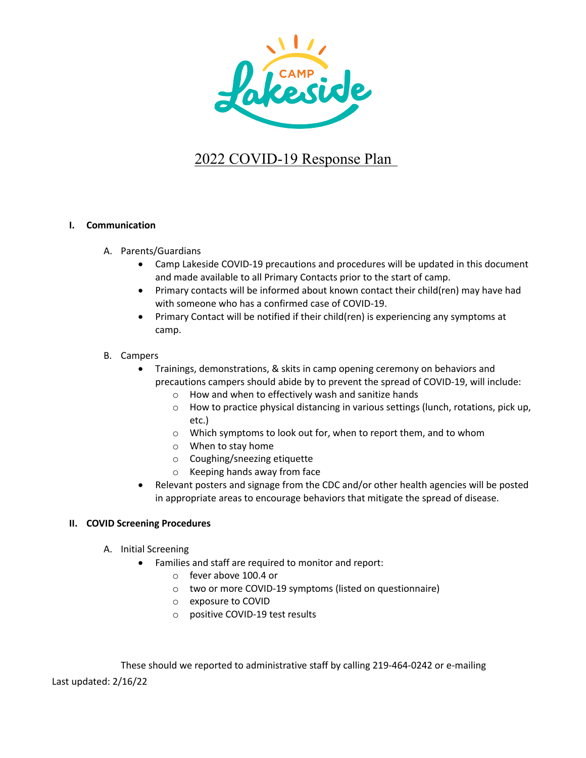CAMP Lakeside

# 2022 COVID-19 Response Plan

## I. Communication

A. Parents/Guardians

- Camp Lakeside COVID-19 precautions and procedures will be updated in this document and made available to all Primary Contacts prior to the start of camp.
- Primary contacts will be informed about known contact their child(ren) may have had with someone who has a confirmed case of COVID-19.
- Primary Contact will be notified if their child(ren) is experiencing any symptoms at camp.

B. Campers

- Trainings, demonstrations, & skits in camp opening ceremony on behaviors and precautions campers should abide by to prevent the spread of COVID-19, will include:
  - How and when to effectively wash and sanitize hands
  - How to practice physical distancing in various settings (lunch, rotations, pick up, etc.)
  - Which symptoms to look out for, when to report them, and to whom
  - When to stay home
  - Coughing/sneezing etiquette
  - Keeping hands away from face
- Relevant posters and signage from the CDC and/or other health agencies will be posted in appropriate areas to encourage behaviors that mitigate the spread of disease.

## II. COVID Screening Procedures

A. Initial Screening

- Families and staff are required to monitor and report:
  - fever above 100.4 or
  - two or more COVID-19 symptoms (listed on questionnaire)
  - exposure to COVID
  - positive COVID-19 test results

These should we reported to administrative staff by calling 219-464-0242 or e-mailing

Last updated: 2/16/22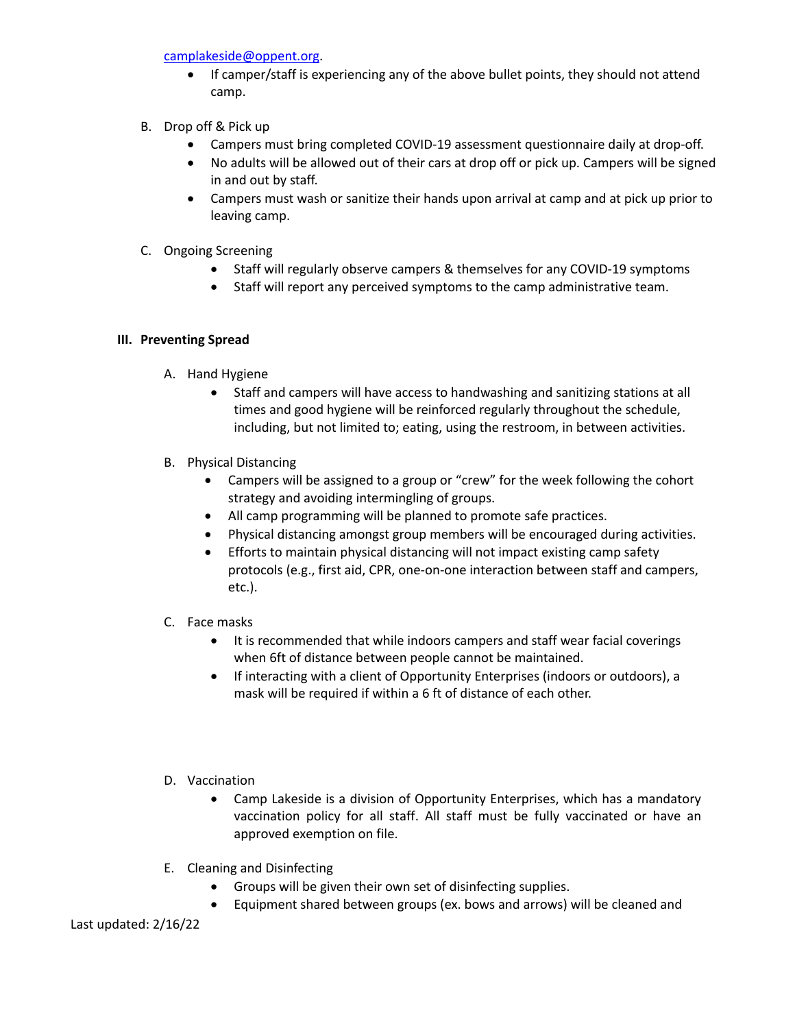[camplakeside@oppent.org](mailto:camplakeside@oppent.org).

- If camper/staff is experiencing any of the above bullet points, they should not attend camp.

B. Drop off & Pick up
- Campers must bring completed COVID-19 assessment questionnaire daily at drop-off.
- No adults will be allowed out of their cars at drop off or pick up. Campers will be signed in and out by staff.
- Campers must wash or sanitize their hands upon arrival at camp and at pick up prior to leaving camp.

C. Ongoing Screening
- Staff will regularly observe campers & themselves for any COVID-19 symptoms
- Staff will report any perceived symptoms to the camp administrative team.

## III. Preventing Spread

A. Hand Hygiene
- Staff and campers will have access to handwashing and sanitizing stations at all times and good hygiene will be reinforced regularly throughout the schedule, including, but not limited to; eating, using the restroom, in between activities.

B. Physical Distancing
- Campers will be assigned to a group or "crew" for the week following the cohort strategy and avoiding intermingling of groups.
- All camp programming will be planned to promote safe practices.
- Physical distancing amongst group members will be encouraged during activities.
- Efforts to maintain physical distancing will not impact existing camp safety protocols (e.g., first aid, CPR, one-on-one interaction between staff and campers, etc.).

C. Face masks
- It is recommended that while indoors campers and staff wear facial coverings when 6ft of distance between people cannot be maintained.
- If interacting with a client of Opportunity Enterprises (indoors or outdoors), a mask will be required if within a 6 ft of distance of each other.

D. Vaccination
- Camp Lakeside is a division of Opportunity Enterprises, which has a mandatory vaccination policy for all staff. All staff must be fully vaccinated or have an approved exemption on file.

E. Cleaning and Disinfecting
- Groups will be given their own set of disinfecting supplies.
- Equipment shared between groups (ex. bows and arrows) will be cleaned and

Last updated: 2/16/22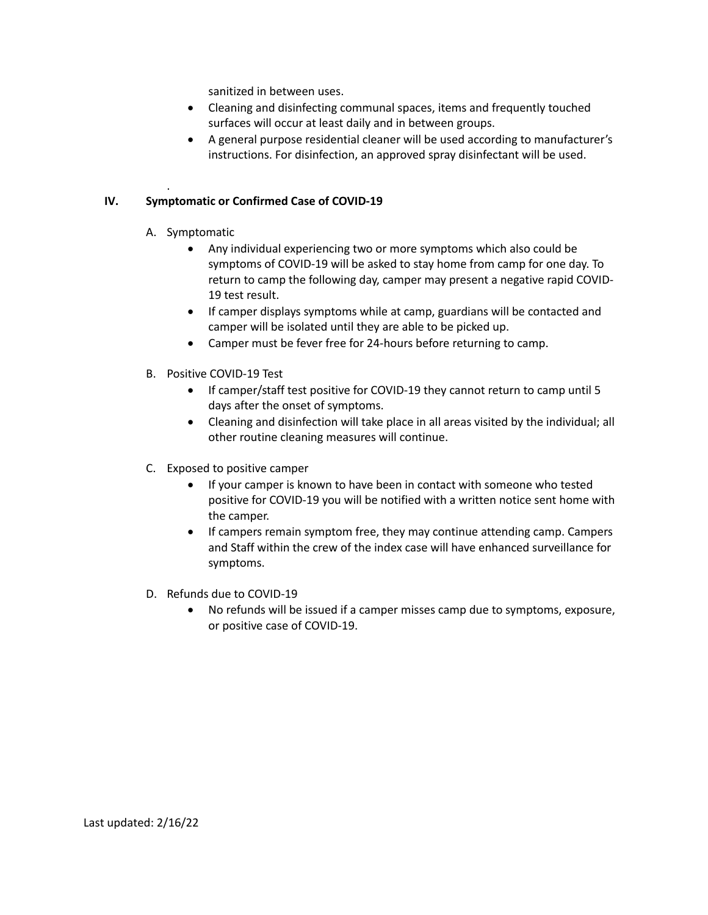sanitized in between uses.

- Cleaning and disinfecting communal spaces, items and frequently touched surfaces will occur at least daily and in between groups.
- A general purpose residential cleaner will be used according to manufacturer's instructions. For disinfection, an approved spray disinfectant will be used.

.

## IV. Symptomatic or Confirmed Case of COVID-19

A. Symptomatic

- Any individual experiencing two or more symptoms which also could be symptoms of COVID-19 will be asked to stay home from camp for one day. To return to camp the following day, camper may present a negative rapid COVID-19 test result.
- If camper displays symptoms while at camp, guardians will be contacted and camper will be isolated until they are able to be picked up.
- Camper must be fever free for 24-hours before returning to camp.

B. Positive COVID-19 Test

- If camper/staff test positive for COVID-19 they cannot return to camp until 5 days after the onset of symptoms.
- Cleaning and disinfection will take place in all areas visited by the individual; all other routine cleaning measures will continue.

C. Exposed to positive camper

- If your camper is known to have been in contact with someone who tested positive for COVID-19 you will be notified with a written notice sent home with the camper.
- If campers remain symptom free, they may continue attending camp. Campers and Staff within the crew of the index case will have enhanced surveillance for symptoms.

D. Refunds due to COVID-19

- No refunds will be issued if a camper misses camp due to symptoms, exposure, or positive case of COVID-19.

Last updated: 2/16/22